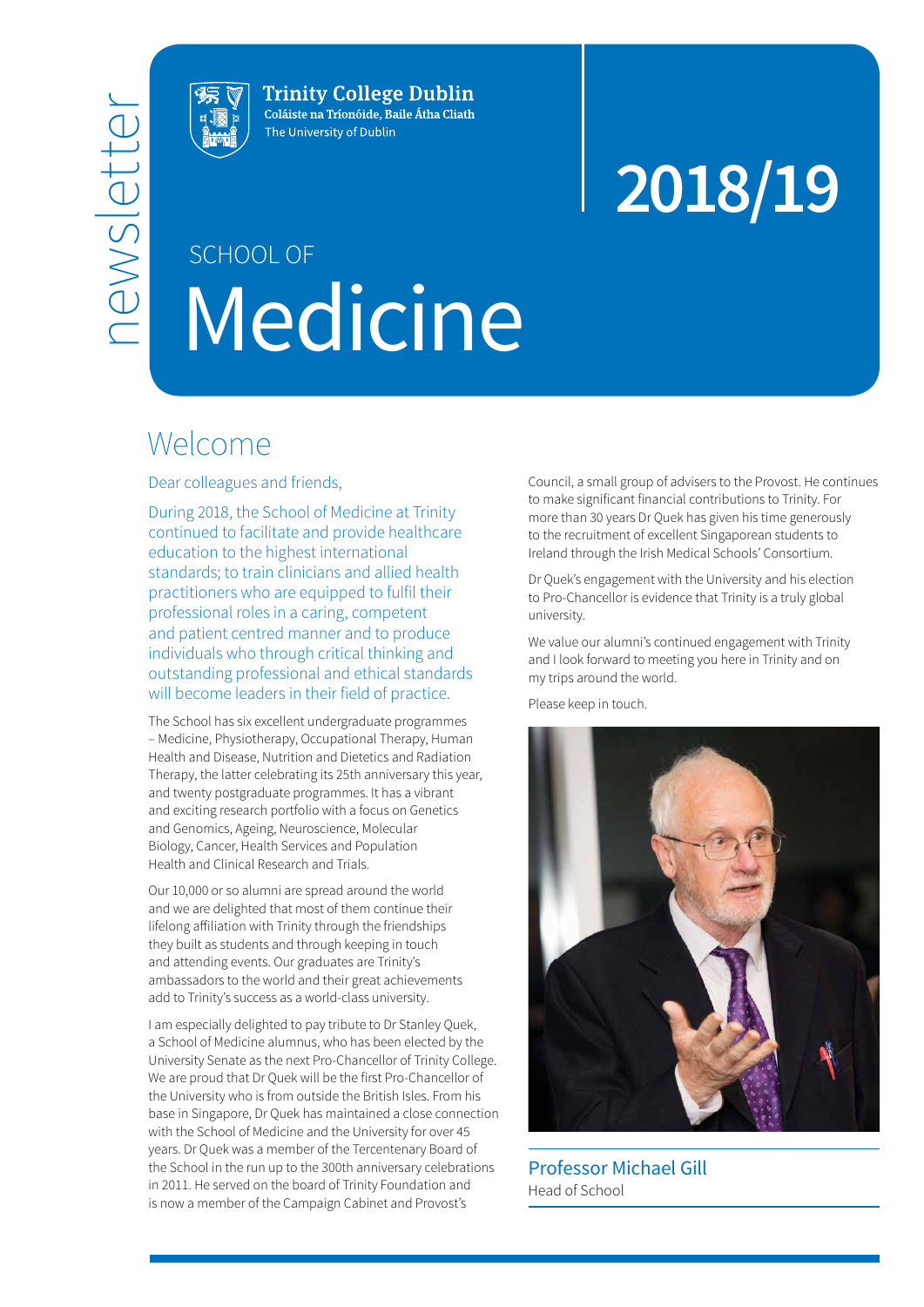newsletter

**Trinity College Dublin**
**Coláiste na Tríonóide, Baile Átha Cliath**
The University of Dublin

# 2018/19

SCHOOL OF

# Medicine

## Welcome

Dear colleagues and friends,

During 2018, the School of Medicine at Trinity continued to facilitate and provide healthcare education to the highest international standards; to train clinicians and allied health practitioners who are equipped to fulfil their professional roles in a caring, competent and patient centred manner and to produce individuals who through critical thinking and outstanding professional and ethical standards will become leaders in their field of practice.

The School has six excellent undergraduate programmes – Medicine, Physiotherapy, Occupational Therapy, Human Health and Disease, Nutrition and Dietetics and Radiation Therapy, the latter celebrating its 25th anniversary this year, and twenty postgraduate programmes. It has a vibrant and exciting research portfolio with a focus on Genetics and Genomics, Ageing, Neuroscience, Molecular Biology, Cancer, Health Services and Population Health and Clinical Research and Trials.

Our 10,000 or so alumni are spread around the world and we are delighted that most of them continue their lifelong affiliation with Trinity through the friendships they built as students and through keeping in touch and attending events. Our graduates are Trinity's ambassadors to the world and their great achievements add to Trinity's success as a world-class university.

I am especially delighted to pay tribute to Dr Stanley Quek, a School of Medicine alumnus, who has been elected by the University Senate as the next Pro-Chancellor of Trinity College. We are proud that Dr Quek will be the first Pro-Chancellor of the University who is from outside the British Isles. From his base in Singapore, Dr Quek has maintained a close connection with the School of Medicine and the University for over 45 years. Dr Quek was a member of the Tercentenary Board of the School in the run up to the 300th anniversary celebrations in 2011. He served on the board of Trinity Foundation and is now a member of the Campaign Cabinet and Provost's Council, a small group of advisers to the Provost. He continues to make significant financial contributions to Trinity. For more than 30 years Dr Quek has given his time generously to the recruitment of excellent Singaporean students to Ireland through the Irish Medical Schools' Consortium.

Dr Quek's engagement with the University and his election to Pro-Chancellor is evidence that Trinity is a truly global university.

We value our alumni's continued engagement with Trinity and I look forward to meeting you here in Trinity and on my trips around the world.

Please keep in touch.

**Professor Michael Gill**
Head of School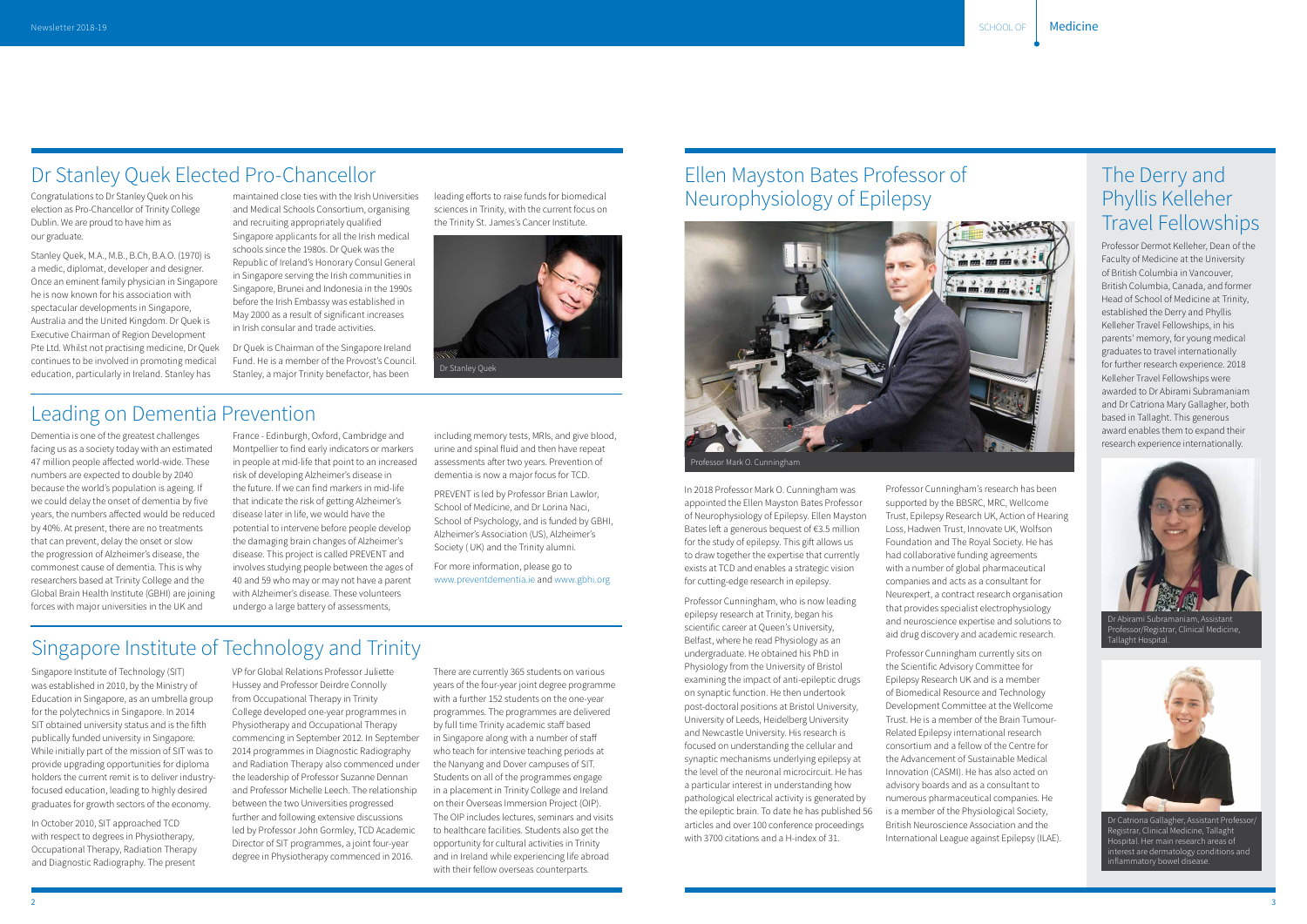## Dr Stanley Quek Elected Pro-Chancellor

Congratulations to Dr Stanley Quek on his election as Pro-Chancellor of Trinity College Dublin. We are proud to have him as our graduate.

Stanley Quek, M.A., M.B., B.Ch, B.A.O. (1970) is a medic, diplomat, developer and designer. Once an eminent family physician in Singapore he is now known for his association with spectacular developments in Singapore, Australia and the United Kingdom. Dr Quek is Executive Chairman of Region Development Pte Ltd. Whilst not practising medicine, Dr Quek continues to be involved in promoting medical education, particularly in Ireland. Stanley has maintained close ties with the Irish Universities and Medical Schools Consortium, organising and recruiting appropriately qualified Singapore applicants for all the Irish medical schools since the 1980s. Dr Quek was the Republic of Ireland's Honorary Consul General in Singapore serving the Irish communities in Singapore, Brunei and Indonesia in the 1990s before the Irish Embassy was established in May 2000 as a result of significant increases in Irish consular and trade activities.

Dr Quek is Chairman of the Singapore Ireland Fund. He is a member of the Provost's Council. Stanley, a major Trinity benefactor, has been leading efforts to raise funds for biomedical sciences in Trinity, with the current focus on the Trinity St. James's Cancer Institute.

Dr Stanley Quek

## Leading on Dementia Prevention

Dementia is one of the greatest challenges facing us as a society today with an estimated 47 million people affected world-wide. These numbers are expected to double by 2040 because the world's population is ageing. If we could delay the onset of dementia by five years, the numbers affected would be reduced by 40%. At present, there are no treatments that can prevent, delay the onset or slow the progression of Alzheimer's disease, the commonest cause of dementia. This is why researchers based at Trinity College and the Global Brain Health Institute (GBHI) are joining forces with major universities in the UK and France - Edinburgh, Oxford, Cambridge and Montpellier to find early indicators or markers in people at mid-life that point to an increased risk of developing Alzheimer's disease in the future. If we can find markers in mid-life that indicate the risk of getting Alzheimer's disease later in life, we would have the potential to intervene before people develop the damaging brain changes of Alzheimer's disease. This project is called PREVENT and involves studying people between the ages of 40 and 59 who may or may not have a parent with Alzheimer's disease. These volunteers undergo a large battery of assessments, including memory tests, MRIs, and give blood, urine and spinal fluid and then have repeat assessments after two years. Prevention of dementia is now a major focus for TCD.

PREVENT is led by Professor Brian Lawlor, School of Medicine, and Dr Lorina Naci, School of Psychology, and is funded by GBHI, Alzheimer's Association (US), Alzheimer's Society ( UK) and the Trinity alumni.

For more information, please go to www.preventdementia.ie and www.gbhi.org

## Singapore Institute of Technology and Trinity

Singapore Institute of Technology (SIT) was established in 2010, by the Ministry of Education in Singapore, as an umbrella group for the polytechnics in Singapore. In 2014 SIT obtained university status and is the fifth publically funded university in Singapore. While initially part of the mission of SIT was to provide upgrading opportunities for diploma holders the current remit is to deliver industry-focused education, leading to highly desired graduates for growth sectors of the economy.

In October 2010, SIT approached TCD with respect to degrees in Physiotherapy, Occupational Therapy, Radiation Therapy and Diagnostic Radiography. The present VP for Global Relations Professor Juliette Hussey and Professor Deirdre Connolly from Occupational Therapy in Trinity College developed one-year programmes in Physiotherapy and Occupational Therapy commencing in September 2012. In September 2014 programmes in Diagnostic Radiography and Radiation Therapy also commenced under the leadership of Professor Suzanne Dennan and Professor Michelle Leech. The relationship between the two Universities progressed further and following extensive discussions led by Professor John Gormley, TCD Academic Director of SIT programmes, a joint four-year degree in Physiotherapy commenced in 2016.

There are currently 365 students on various years of the four-year joint degree programme with a further 152 students on the one-year programmes. The programmes are delivered by full time Trinity academic staff based in Singapore along with a number of staff who teach for intensive teaching periods at the Nanyang and Dover campuses of SIT. Students on all of the programmes engage in a placement in Trinity College and Ireland on their Overseas Immersion Project (OIP). The OIP includes lectures, seminars and visits to healthcare facilities. Students also get the opportunity for cultural activities in Trinity and in Ireland while experiencing life abroad with their fellow overseas counterparts.

## Ellen Mayston Bates Professor of Neurophysiology of Epilepsy

Professor Mark O. Cunningham

In 2018 Professor Mark O. Cunningham was appointed the Ellen Mayston Bates Professor of Neurophysiology of Epilepsy. Ellen Mayston Bates left a generous bequest of €3.5 million for the study of epilepsy. This gift allows us to draw together the expertise that currently exists at TCD and enables a strategic vision for cutting-edge research in epilepsy.

Professor Cunningham, who is now leading epilepsy research at Trinity, began his scientific career at Queen's University, Belfast, where he read Physiology as an undergraduate. He obtained his PhD in Physiology from the University of Bristol examining the impact of anti-epileptic drugs on synaptic function. He then undertook post-doctoral positions at Bristol University, University of Leeds, Heidelberg University and Newcastle University. His research is focused on understanding the cellular and synaptic mechanisms underlying epilepsy at the level of the neuronal microcircuit. He has a particular interest in understanding how pathological electrical activity is generated by the epileptic brain. To date he has published 56 articles and over 100 conference proceedings with 3700 citations and a H-index of 31.

Professor Cunningham's research has been supported by the BBSRC, MRC, Wellcome Trust, Epilepsy Research UK, Action of Hearing Loss, Hadwen Trust, Innovate UK, Wolfson Foundation and The Royal Society. He has had collaborative funding agreements with a number of global pharmaceutical companies and acts as a consultant for Neurexpert, a contract research organisation that provides specialist electrophysiology and neuroscience expertise and solutions to aid drug discovery and academic research.

Professor Cunningham currently sits on the Scientific Advisory Committee for Epilepsy Research UK and is a member of Biomedical Resource and Technology Development Committee at the Wellcome Trust. He is a member of the Brain Tumour-Related Epilepsy international research consortium and a fellow of the Centre for the Advancement of Sustainable Medical Innovation (CASMI). He has also acted on advisory boards and as a consultant to numerous pharmaceutical companies. He is a member of the Physiological Society, British Neuroscience Association and the International League against Epilepsy (ILAE).

## The Derry and Phyllis Kelleher Travel Fellowships

Professor Dermot Kelleher, Dean of the Faculty of Medicine at the University of British Columbia in Vancouver, British Columbia, Canada, and former Head of School of Medicine at Trinity, established the Derry and Phyllis Kelleher Travel Fellowships, in his parents' memory, for young medical graduates to travel internationally for further research experience. 2018 Kelleher Travel Fellowships were awarded to Dr Abirami Subramaniam and Dr Catriona Mary Gallagher, both based in Tallaght. This generous award enables them to expand their research experience internationally.

Dr Abirami Subramaniam, Assistant Professor/Registrar, Clinical Medicine, Tallaght Hospital.

Dr Catriona Gallagher, Assistant Professor/ Registrar, Clinical Medicine, Tallaght Hospital. Her main research areas of interest are dermatology conditions and inflammatory bowel disease.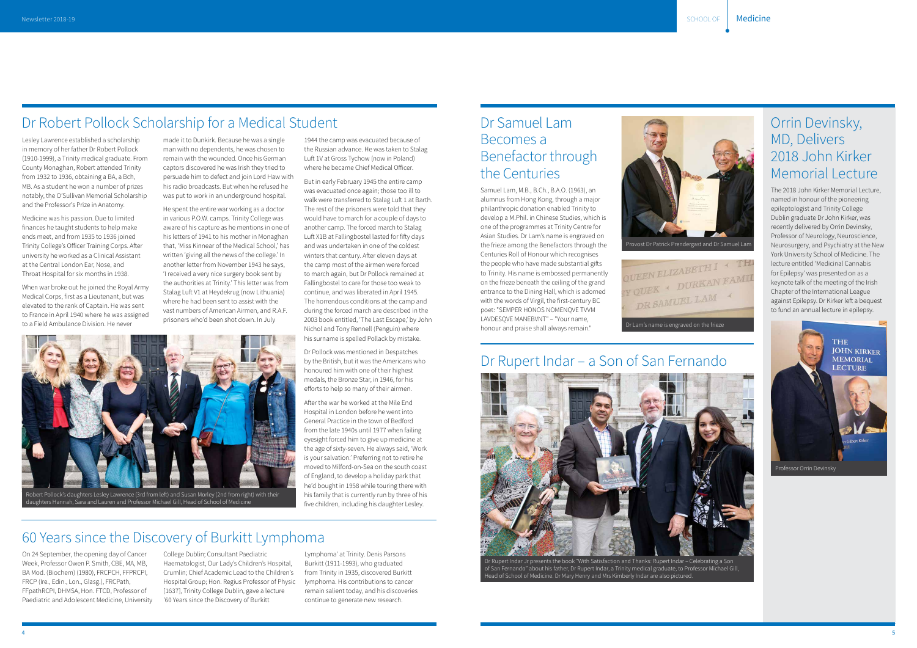## Dr Robert Pollock Scholarship for a Medical Student

Lesley Lawrence established a scholarship in memory of her father Dr Robert Pollock (1910-1999), a Trinity medical graduate. From County Monaghan, Robert attended Trinity from 1932 to 1936, obtaining a BA, a Bch, MB. As a student he won a number of prizes notably, the O'Sullivan Memorial Scholarship and the Professor's Prize in Anatomy.

Medicine was his passion. Due to limited finances he taught students to help make ends meet, and from 1935 to 1936 joined Trinity College's Officer Training Corps. After university he worked as a Clinical Assistant at the Central London Ear, Nose, and Throat Hospital for six months in 1938.

When war broke out he joined the Royal Army Medical Corps, first as a Lieutenant, but was elevated to the rank of Captain. He was sent to France in April 1940 where he was assigned to a Field Ambulance Division. He never made it to Dunkirk. Because he was a single man with no dependents, he was chosen to remain with the wounded. Once his German captors discovered he was Irish they tried to persuade him to defect and join Lord Haw with his radio broadcasts. But when he refused he was put to work in an underground hospital.

He spent the entire war working as a doctor in various P.O.W. camps. Trinity College was aware of his capture as he mentions in one of his letters of 1941 to his mother in Monaghan that, 'Miss Kinnear of the Medical School,' has written 'giving all the news of the college.' In another letter from November 1943 he says, 'I received a very nice surgery book sent by the authorities at Trinity.' This letter was from Stalag Luft V1 at Heydekrug (now Lithuania) where he had been sent to assist with the vast numbers of American Airmen, and R.A.F. prisoners who'd been shot down. In July 1944 the camp was evacuated because of the Russian advance. He was taken to Stalag Luft 1V at Gross Tychow (now in Poland) where he became Chief Medical Officer.

But in early February 1945 the entire camp was evacuated once again; those too ill to walk were transferred to Stalag Luft 1 at Barth. The rest of the prisoners were told that they would have to march for a couple of days to another camp. The forced march to Stalag Luft X1B at Fallingbostel lasted for fifty days and was undertaken in one of the coldest winters that century. After eleven days at the camp most of the airmen were forced to march again, but Dr Pollock remained at Fallingbostel to care for those too weak to continue, and was liberated in April 1945. The horrendous conditions at the camp and during the forced march are described in the 2003 book entitled, 'The Last Escape,' by John Nichol and Tony Rennell (Penguin) where his surname is spelled Pollack by mistake.

Dr Pollock was mentioned in Despatches by the British, but it was the Americans who honoured him with one of their highest medals, the Bronze Star, in 1946, for his efforts to help so many of their airmen.

After the war he worked at the Mile End Hospital in London before he went into General Practice in the town of Bedford from the late 1940s until 1977 when failing eyesight forced him to give up medicine at the age of sixty-seven. He always said, 'Work is your salvation.' Preferring not to retire he moved to Milford-on-Sea on the south coast of England, to develop a holiday park that he'd bought in 1958 while touring there with his family that is currently run by three of his five children, including his daughter Lesley.

Robert Pollock's daughters Lesley Lawrence (3rd from left) and Susan Morley (2nd from right) with their daughters Hannah, Sara and Lauren and Professor Michael Gill, Head of School of Medicine

## 60 Years since the Discovery of Burkitt Lymphoma

On 24 September, the opening day of Cancer Week, Professor Owen P. Smith, CBE, MA, MB, BA Mod. (Biochem) (1980), FRCPCH, FFPRCPI, FRCP (Ire., Edin., Lon., Glasg.), FRCPath, FFpathRCPI, DHMSA, Hon. FTCD, Professor of Paediatric and Adolescent Medicine, University College Dublin; Consultant Paediatric Haematologist, Our Lady's Children's Hospital, Crumlin; Chief Academic Lead to the Children's Hospital Group; Hon. Regius Professor of Physic [1637], Trinity College Dublin, gave a lecture '60 Years since the Discovery of Burkitt Lymphoma' at Trinity. Denis Parsons Burkitt (1911-1993), who graduated from Trinity in 1935, discovered Burkitt lymphoma. His contributions to cancer remain salient today, and his discoveries continue to generate new research.

## Dr Samuel Lam Becomes a Benefactor through the Centuries

Samuel Lam, M.B., B.Ch., B.A.O. (1963), an alumnus from Hong Kong, through a major philanthropic donation enabled Trinity to develop a M.Phil. in Chinese Studies, which is one of the programmes at Trinity Centre for Asian Studies. Dr Lam's name is engraved on the frieze among the Benefactors through the Centuries Roll of Honour which recognises the people who have made substantial gifts to Trinity. His name is embossed permanently on the frieze beneath the ceiling of the grand entrance to the Dining Hall, which is adorned with the words of Virgil, the first-century BC poet: "SEMPER HONOS NOMENQVE TVVM LAVDESQVE MANEBVNT" – "Your name, honour and praise shall always remain."

Provost Dr Patrick Prendergast and Dr Samuel Lam

Dr Lam's name is engraved on the frieze

## Orrin Devinsky, MD, Delivers 2018 John Kirker Memorial Lecture

The 2018 John Kirker Memorial Lecture, named in honour of the pioneering epileptologist and Trinity College Dublin graduate Dr John Kirker, was recently delivered by Orrin Devinsky, Professor of Neurology, Neuroscience, Neurosurgery, and Psychiatry at the New York University School of Medicine. The lecture entitled 'Medicinal Cannabis for Epilepsy' was presented on as a keynote talk of the meeting of the Irish Chapter of the International League against Epilepsy. Dr Kirker left a bequest to fund an annual lecture in epilepsy.

Professor Orrin Devinsky

## Dr Rupert Indar – a Son of San Fernando

Dr Rupert Indar Jr presents the book "With Satisfaction and Thanks: Rupert Indar – Celebrating a Son of San Fernando" about his father, Dr Rupert Indar, a Trinity medical graduate, to Professor Michael Gill, Head of School of Medicine. Dr Mary Henry and Mrs Kimberly Indar are also pictured.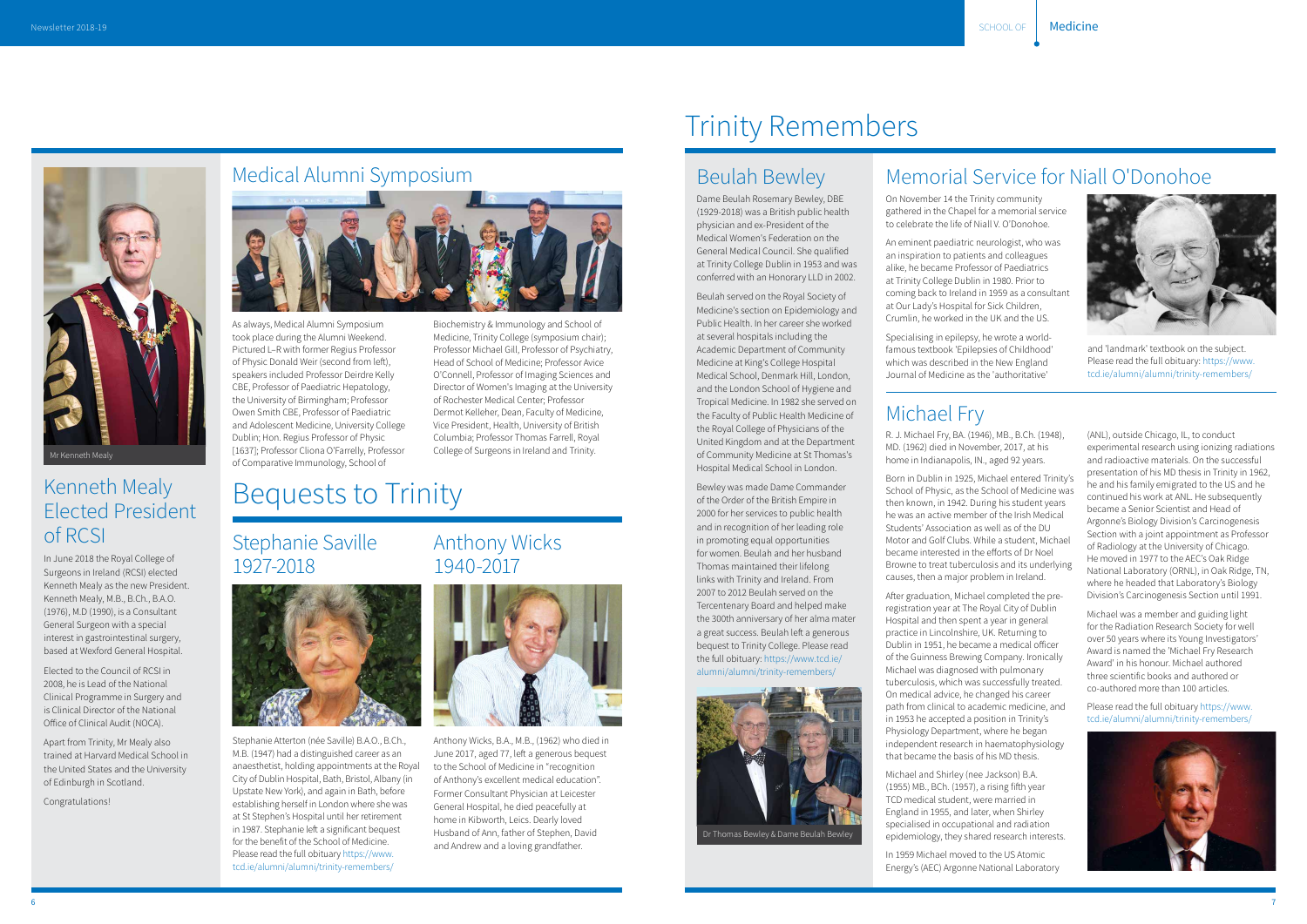## Kenneth Mealy Elected President of RCSI

Mr Kenneth Mealy

In June 2018 the Royal College of Surgeons in Ireland (RCSI) elected Kenneth Mealy as the new President. Kenneth Mealy, M.B., B.Ch., B.A.O. (1976), M.D (1990), is a Consultant General Surgeon with a special interest in gastrointestinal surgery, based at Wexford General Hospital.

Elected to the Council of RCSI in 2008, he is Lead of the National Clinical Programme in Surgery and is Clinical Director of the National Office of Clinical Audit (NOCA).

Apart from Trinity, Mr Mealy also trained at Harvard Medical School in the United States and the University of Edinburgh in Scotland.

Congratulations!

## Medical Alumni Symposium

As always, Medical Alumni Symposium took place during the Alumni Weekend. Pictured L–R with former Regius Professor of Physic Donald Weir (second from left), speakers included Professor Deirdre Kelly CBE, Professor of Paediatric Hepatology, the University of Birmingham; Professor Owen Smith CBE, Professor of Paediatric and Adolescent Medicine, University College Dublin; Hon. Regius Professor of Physic [1637]; Professor Cliona O'Farrelly, Professor of Comparative Immunology, School of Biochemistry & Immunology and School of Medicine, Trinity College (symposium chair); Professor Michael Gill, Professor of Psychiatry, Head of School of Medicine; Professor Avice O'Connell, Professor of Imaging Sciences and Director of Women's Imaging at the University of Rochester Medical Center; Professor Dermot Kelleher, Dean, Faculty of Medicine, Vice President, Health, University of British Columbia; Professor Thomas Farrell, Royal College of Surgeons in Ireland and Trinity.

# Bequests to Trinity

## Stephanie Saville 1927-2018

Stephanie Atterton (née Saville) B.A.O., B.Ch., M.B. (1947) had a distinguished career as an anaesthetist, holding appointments at the Royal City of Dublin Hospital, Bath, Bristol, Albany (in Upstate New York), and again in Bath, before establishing herself in London where she was at St Stephen's Hospital until her retirement in 1987. Stephanie left a significant bequest for the benefit of the School of Medicine. Please read the full obituary https://www.tcd.ie/alumni/alumni/trinity-remembers/

## Anthony Wicks 1940-2017

Anthony Wicks, B.A., M.B., (1962) who died in June 2017, aged 77, left a generous bequest to the School of Medicine in "recognition of Anthony's excellent medical education". Former Consultant Physician at Leicester General Hospital, he died peacefully at home in Kibworth, Leics. Dearly loved Husband of Ann, father of Stephen, David and Andrew and a loving grandfather.

# Trinity Remembers

## Beulah Bewley

Dame Beulah Rosemary Bewley, DBE (1929-2018) was a British public health physician and ex-President of the Medical Women's Federation on the General Medical Council. She qualified at Trinity College Dublin in 1953 and was conferred with an Honorary LLD in 2002.

Beulah served on the Royal Society of Medicine's section on Epidemiology and Public Health. In her career she worked at several hospitals including the Academic Department of Community Medicine at King's College Hospital Medical School, Denmark Hill, London, and the London School of Hygiene and Tropical Medicine. In 1982 she served on the Faculty of Public Health Medicine of the Royal College of Physicians of the United Kingdom and at the Department of Community Medicine at St Thomas's Hospital Medical School in London.

Bewley was made Dame Commander of the Order of the British Empire in 2000 for her services to public health and in recognition of her leading role in promoting equal opportunities for women. Beulah and her husband Thomas maintained their lifelong links with Trinity and Ireland. From 2007 to 2012 Beulah served on the Tercentenary Board and helped make the 300th anniversary of her alma mater a great success. Beulah left a generous bequest to Trinity College. Please read the full obituary: https://www.tcd.ie/alumni/alumni/trinity-remembers/

Dr Thomas Bewley & Dame Beulah Bewley

## Memorial Service for Niall O'Donohoe

On November 14 the Trinity community gathered in the Chapel for a memorial service to celebrate the life of Niall V. O'Donohoe.

An eminent paediatric neurologist, who was an inspiration to patients and colleagues alike, he became Professor of Paediatrics at Trinity College Dublin in 1980. Prior to coming back to Ireland in 1959 as a consultant at Our Lady's Hospital for Sick Children, Crumlin, he worked in the UK and the US.

Specialising in epilepsy, he wrote a world-famous textbook 'Epilepsies of Childhood' which was described in the New England Journal of Medicine as the 'authoritative' and 'landmark' textbook on the subject. Please read the full obituary: https://www.tcd.ie/alumni/alumni/trinity-remembers/

## Michael Fry

R. J. Michael Fry, BA. (1946), MB., B.Ch. (1948), MD. (1962) died in November, 2017, at his home in Indianapolis, IN., aged 92 years.

Born in Dublin in 1925, Michael entered Trinity's School of Physic, as the School of Medicine was then known, in 1942. During his student years he was an active member of the Irish Medical Students' Association as well as of the DU Motor and Golf Clubs. While a student, Michael became interested in the efforts of Dr Noel Browne to treat tuberculosis and its underlying causes, then a major problem in Ireland.

After graduation, Michael completed the pre-registration year at The Royal City of Dublin Hospital and then spent a year in general practice in Lincolnshire, UK. Returning to Dublin in 1951, he became a medical officer of the Guinness Brewing Company. Ironically Michael was diagnosed with pulmonary tuberculosis, which was successfully treated. On medical advice, he changed his career path from clinical to academic medicine, and in 1953 he accepted a position in Trinity's Physiology Department, where he began independent research in haematophysiology that became the basis of his MD thesis.

Michael and Shirley (nee Jackson) B.A. (1955) MB., BCh. (1957), a rising fifth year TCD medical student, were married in England in 1955, and later, when Shirley specialised in occupational and radiation epidemiology, they shared research interests.

In 1959 Michael moved to the US Atomic Energy's (AEC) Argonne National Laboratory (ANL), outside Chicago, IL, to conduct experimental research using ionizing radiations and radioactive materials. On the successful presentation of his MD thesis in Trinity in 1962, he and his family emigrated to the US and he continued his work at ANL. He subsequently became a Senior Scientist and Head of Argonne's Biology Division's Carcinogenesis Section with a joint appointment as Professor of Radiology at the University of Chicago. He moved in 1977 to the AEC's Oak Ridge National Laboratory (ORNL), in Oak Ridge, TN, where he headed that Laboratory's Biology Division's Carcinogenesis Section until 1991.

Michael was a member and guiding light for the Radiation Research Society for well over 50 years where its Young Investigators' Award is named the 'Michael Fry Research Award' in his honour. Michael authored three scientific books and authored or co-authored more than 100 articles.

Please read the full obituary https://www.tcd.ie/alumni/alumni/trinity-remembers/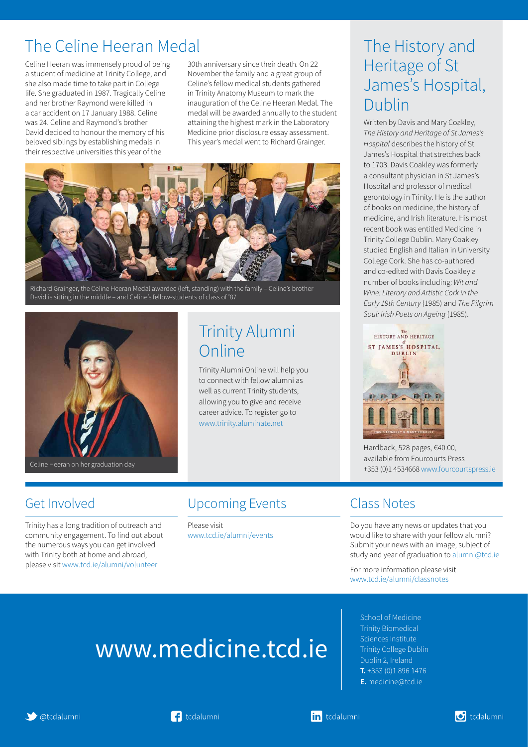## The Celine Heeran Medal

Celine Heeran was immensely proud of being a student of medicine at Trinity College, and she also made time to take part in College life. She graduated in 1987. Tragically Celine and her brother Raymond were killed in a car accident on 17 January 1988. Celine was 24. Celine and Raymond's brother David decided to honour the memory of his beloved siblings by establishing medals in their respective universities this year of the 30th anniversary since their death. On 22 November the family and a great group of Celine's fellow medical students gathered in Trinity Anatomy Museum to mark the inauguration of the Celine Heeran Medal. The medal will be awarded annually to the student attaining the highest mark in the Laboratory Medicine prior disclosure essay assessment. This year's medal went to Richard Grainger.

Richard Grainger, the Celine Heeran Medal awardee (left, standing) with the family – Celine's brother David is sitting in the middle – and Celine's fellow-students of class of '87

Celine Heeran on her graduation day

## Trinity Alumni Online

Trinity Alumni Online will help you to connect with fellow alumni as well as current Trinity students, allowing you to give and receive career advice. To register go to www.trinity.aluminate.net

## The History and Heritage of St James's Hospital, Dublin

Written by Davis and Mary Coakley, *The History and Heritage of St James's Hospital* describes the history of St James's Hospital that stretches back to 1703. Davis Coakley was formerly a consultant physician in St James's Hospital and professor of medical gerontology in Trinity. He is the author of books on medicine, the history of medicine, and Irish literature. His most recent book was entitled Medicine in Trinity College Dublin. Mary Coakley studied English and Italian in University College Cork. She has co-authored and co-edited with Davis Coakley a number of books including: *Wit and Wine: Literary and Artistic Cork in the Early 19th Century* (1985) and *The Pilgrim Soul: Irish Poets on Ageing* (1985).

Hardback, 528 pages, €40.00, available from Fourcourts Press +353 (0)1 4534668 www.fourcourtspress.ie

## Get Involved

Trinity has a long tradition of outreach and community engagement. To find out about the numerous ways you can get involved with Trinity both at home and abroad, please visit www.tcd.ie/alumni/volunteer

## Upcoming Events

Please visit www.tcd.ie/alumni/events

## Class Notes

Do you have any news or updates that you would like to share with your fellow alumni? Submit your news with an image, subject of study and year of graduation to alumni@tcd.ie

For more information please visit www.tcd.ie/alumni/classnotes

# www.medicine.tcd.ie

School of Medicine
Trinity Biomedical Sciences Institute
Trinity College Dublin
Dublin 2, Ireland
**T.** +353 (0)1 896 1476
**E.** medicine@tcd.ie

@tcdalumni | tcdalumni | tcdalumni | tcdalumni